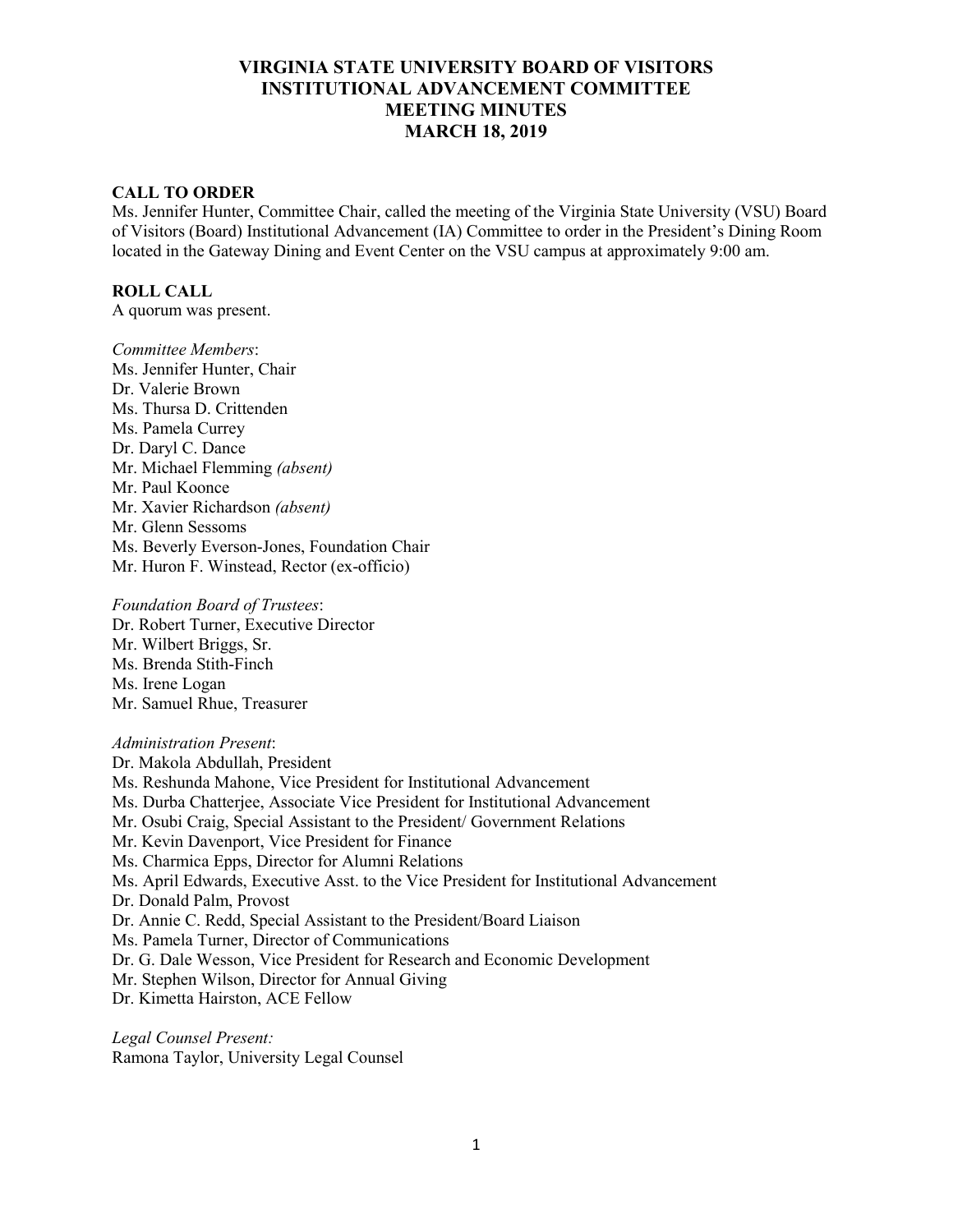# VIRGINIA STATE UNIVERSITY BOARD OF VISITORS
# INSTITUTIONAL ADVANCEMENT COMMITTEE
# MEETING MINUTES
# MARCH 18, 2019

**CALL TO ORDER**

Ms. Jennifer Hunter, Committee Chair, called the meeting of the Virginia State University (VSU) Board of Visitors (Board) Institutional Advancement (IA) Committee to order in the President's Dining Room located in the Gateway Dining and Event Center on the VSU campus at approximately 9:00 am.

**ROLL CALL**

A quorum was present.

*Committee Members*:

Ms. Jennifer Hunter, Chair
Dr. Valerie Brown
Ms. Thursa D. Crittenden
Ms. Pamela Currey
Dr. Daryl C. Dance
Mr. Michael Flemming *(absent)*
Mr. Paul Koonce
Mr. Xavier Richardson *(absent)*
Mr. Glenn Sessoms
Ms. Beverly Everson-Jones, Foundation Chair
Mr. Huron F. Winstead, Rector (ex-officio)

*Foundation Board of Trustees*:

Dr. Robert Turner, Executive Director
Mr. Wilbert Briggs, Sr.
Ms. Brenda Stith-Finch
Ms. Irene Logan
Mr. Samuel Rhue, Treasurer

*Administration Present*:

Dr. Makola Abdullah, President
Ms. Reshunda Mahone, Vice President for Institutional Advancement
Ms. Durba Chatterjee, Associate Vice President for Institutional Advancement
Mr. Osubi Craig, Special Assistant to the President/ Government Relations
Mr. Kevin Davenport, Vice President for Finance
Ms. Charmica Epps, Director for Alumni Relations
Ms. April Edwards, Executive Asst. to the Vice President for Institutional Advancement
Dr. Donald Palm, Provost
Dr. Annie C. Redd, Special Assistant to the President/Board Liaison
Ms. Pamela Turner, Director of Communications
Dr. G. Dale Wesson, Vice President for Research and Economic Development
Mr. Stephen Wilson, Director for Annual Giving
Dr. Kimetta Hairston, ACE Fellow

*Legal Counsel Present:*

Ramona Taylor, University Legal Counsel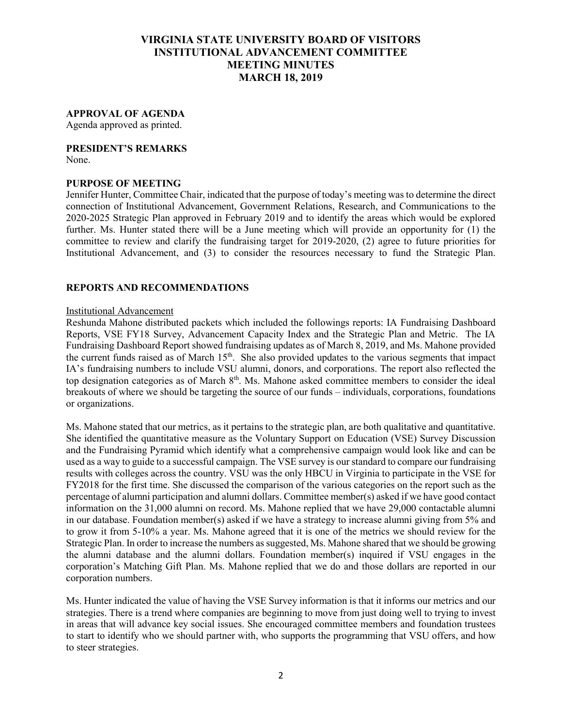# VIRGINIA STATE UNIVERSITY BOARD OF VISITORS
# INSTITUTIONAL ADVANCEMENT COMMITTEE
# MEETING MINUTES
# MARCH 18, 2019

**APPROVAL OF AGENDA**
Agenda approved as printed.

**PRESIDENT'S REMARKS**
None.

**PURPOSE OF MEETING**
Jennifer Hunter, Committee Chair, indicated that the purpose of today's meeting was to determine the direct connection of Institutional Advancement, Government Relations, Research, and Communications to the 2020-2025 Strategic Plan approved in February 2019 and to identify the areas which would be explored further. Ms. Hunter stated there will be a June meeting which will provide an opportunity for (1) the committee to review and clarify the fundraising target for 2019-2020, (2) agree to future priorities for Institutional Advancement, and (3) to consider the resources necessary to fund the Strategic Plan.

**REPORTS AND RECOMMENDATIONS**

Institutional Advancement
Reshunda Mahone distributed packets which included the followings reports: IA Fundraising Dashboard Reports, VSE FY18 Survey, Advancement Capacity Index and the Strategic Plan and Metric. The IA Fundraising Dashboard Report showed fundraising updates as of March 8, 2019, and Ms. Mahone provided the current funds raised as of March 15th. She also provided updates to the various segments that impact IA's fundraising numbers to include VSU alumni, donors, and corporations. The report also reflected the top designation categories as of March 8th. Ms. Mahone asked committee members to consider the ideal breakouts of where we should be targeting the source of our funds – individuals, corporations, foundations or organizations.

Ms. Mahone stated that our metrics, as it pertains to the strategic plan, are both qualitative and quantitative. She identified the quantitative measure as the Voluntary Support on Education (VSE) Survey Discussion and the Fundraising Pyramid which identify what a comprehensive campaign would look like and can be used as a way to guide to a successful campaign. The VSE survey is our standard to compare our fundraising results with colleges across the country. VSU was the only HBCU in Virginia to participate in the VSE for FY2018 for the first time. She discussed the comparison of the various categories on the report such as the percentage of alumni participation and alumni dollars. Committee member(s) asked if we have good contact information on the 31,000 alumni on record. Ms. Mahone replied that we have 29,000 contactable alumni in our database. Foundation member(s) asked if we have a strategy to increase alumni giving from 5% and to grow it from 5-10% a year. Ms. Mahone agreed that it is one of the metrics we should review for the Strategic Plan. In order to increase the numbers as suggested, Ms. Mahone shared that we should be growing the alumni database and the alumni dollars. Foundation member(s) inquired if VSU engages in the corporation's Matching Gift Plan. Ms. Mahone replied that we do and those dollars are reported in our corporation numbers.

Ms. Hunter indicated the value of having the VSE Survey information is that it informs our metrics and our strategies. There is a trend where companies are beginning to move from just doing well to trying to invest in areas that will advance key social issues. She encouraged committee members and foundation trustees to start to identify who we should partner with, who supports the programming that VSU offers, and how to steer strategies.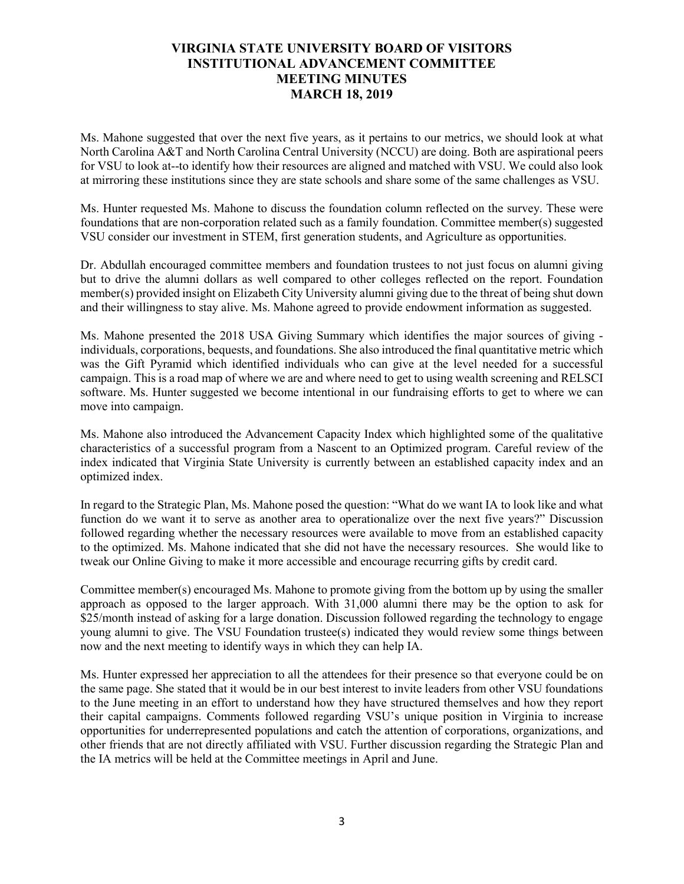# VIRGINIA STATE UNIVERSITY BOARD OF VISITORS
# INSTITUTIONAL ADVANCEMENT COMMITTEE
# MEETING MINUTES
# MARCH 18, 2019

Ms. Mahone suggested that over the next five years, as it pertains to our metrics, we should look at what North Carolina A&T and North Carolina Central University (NCCU) are doing. Both are aspirational peers for VSU to look at--to identify how their resources are aligned and matched with VSU. We could also look at mirroring these institutions since they are state schools and share some of the same challenges as VSU.

Ms. Hunter requested Ms. Mahone to discuss the foundation column reflected on the survey. These were foundations that are non-corporation related such as a family foundation. Committee member(s) suggested VSU consider our investment in STEM, first generation students, and Agriculture as opportunities.

Dr. Abdullah encouraged committee members and foundation trustees to not just focus on alumni giving but to drive the alumni dollars as well compared to other colleges reflected on the report. Foundation member(s) provided insight on Elizabeth City University alumni giving due to the threat of being shut down and their willingness to stay alive. Ms. Mahone agreed to provide endowment information as suggested.

Ms. Mahone presented the 2018 USA Giving Summary which identifies the major sources of giving - individuals, corporations, bequests, and foundations. She also introduced the final quantitative metric which was the Gift Pyramid which identified individuals who can give at the level needed for a successful campaign. This is a road map of where we are and where need to get to using wealth screening and RELSCI software. Ms. Hunter suggested we become intentional in our fundraising efforts to get to where we can move into campaign.

Ms. Mahone also introduced the Advancement Capacity Index which highlighted some of the qualitative characteristics of a successful program from a Nascent to an Optimized program. Careful review of the index indicated that Virginia State University is currently between an established capacity index and an optimized index.

In regard to the Strategic Plan, Ms. Mahone posed the question: "What do we want IA to look like and what function do we want it to serve as another area to operationalize over the next five years?" Discussion followed regarding whether the necessary resources were available to move from an established capacity to the optimized. Ms. Mahone indicated that she did not have the necessary resources. She would like to tweak our Online Giving to make it more accessible and encourage recurring gifts by credit card.

Committee member(s) encouraged Ms. Mahone to promote giving from the bottom up by using the smaller approach as opposed to the larger approach. With 31,000 alumni there may be the option to ask for $25/month instead of asking for a large donation. Discussion followed regarding the technology to engage young alumni to give. The VSU Foundation trustee(s) indicated they would review some things between now and the next meeting to identify ways in which they can help IA.

Ms. Hunter expressed her appreciation to all the attendees for their presence so that everyone could be on the same page. She stated that it would be in our best interest to invite leaders from other VSU foundations to the June meeting in an effort to understand how they have structured themselves and how they report their capital campaigns. Comments followed regarding VSU's unique position in Virginia to increase opportunities for underrepresented populations and catch the attention of corporations, organizations, and other friends that are not directly affiliated with VSU. Further discussion regarding the Strategic Plan and the IA metrics will be held at the Committee meetings in April and June.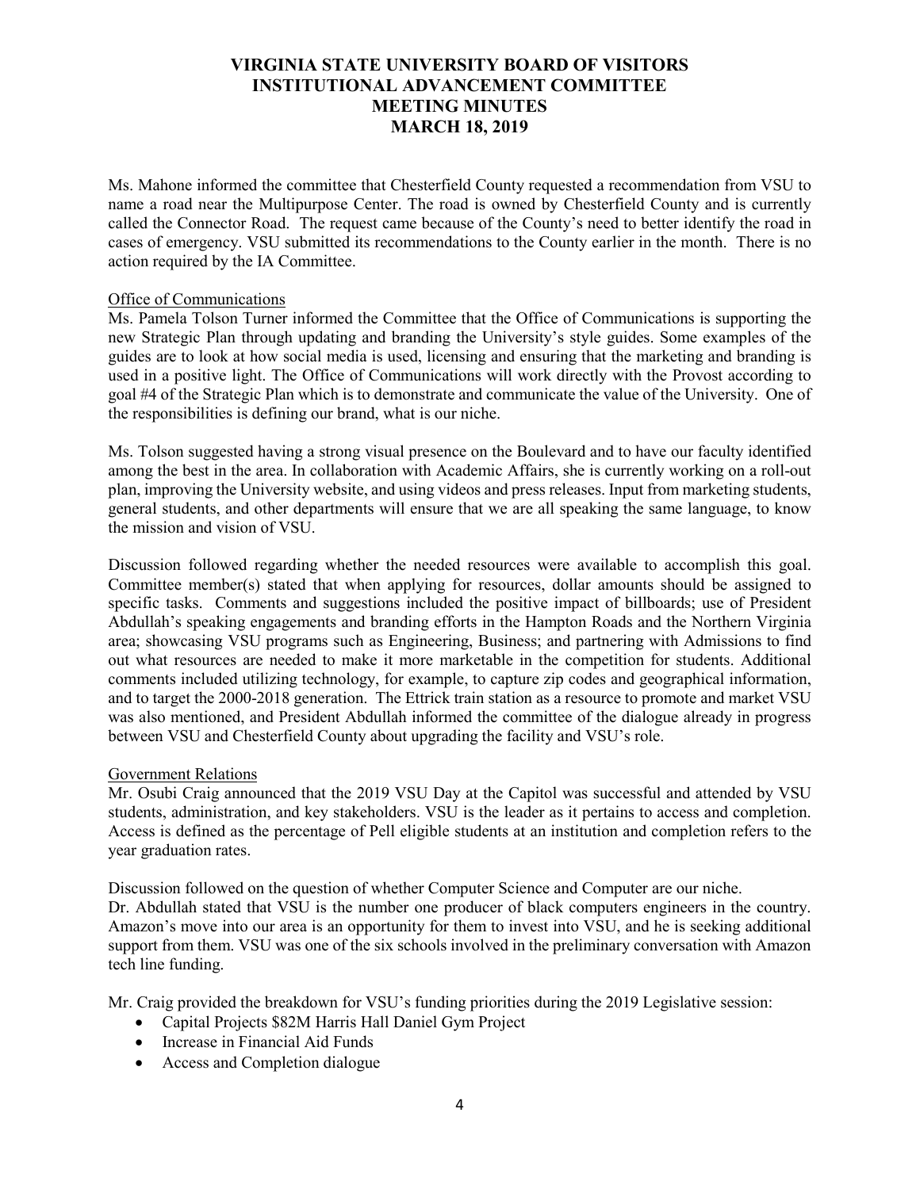# VIRGINIA STATE UNIVERSITY BOARD OF VISITORS INSTITUTIONAL ADVANCEMENT COMMITTEE MEETING MINUTES MARCH 18, 2019

Ms. Mahone informed the committee that Chesterfield County requested a recommendation from VSU to name a road near the Multipurpose Center. The road is owned by Chesterfield County and is currently called the Connector Road. The request came because of the County's need to better identify the road in cases of emergency. VSU submitted its recommendations to the County earlier in the month. There is no action required by the IA Committee.

## Office of Communications

Ms. Pamela Tolson Turner informed the Committee that the Office of Communications is supporting the new Strategic Plan through updating and branding the University's style guides. Some examples of the guides are to look at how social media is used, licensing and ensuring that the marketing and branding is used in a positive light. The Office of Communications will work directly with the Provost according to goal #4 of the Strategic Plan which is to demonstrate and communicate the value of the University. One of the responsibilities is defining our brand, what is our niche.

Ms. Tolson suggested having a strong visual presence on the Boulevard and to have our faculty identified among the best in the area. In collaboration with Academic Affairs, she is currently working on a roll-out plan, improving the University website, and using videos and press releases. Input from marketing students, general students, and other departments will ensure that we are all speaking the same language, to know the mission and vision of VSU.

Discussion followed regarding whether the needed resources were available to accomplish this goal. Committee member(s) stated that when applying for resources, dollar amounts should be assigned to specific tasks. Comments and suggestions included the positive impact of billboards; use of President Abdullah's speaking engagements and branding efforts in the Hampton Roads and the Northern Virginia area; showcasing VSU programs such as Engineering, Business; and partnering with Admissions to find out what resources are needed to make it more marketable in the competition for students. Additional comments included utilizing technology, for example, to capture zip codes and geographical information, and to target the 2000-2018 generation. The Ettrick train station as a resource to promote and market VSU was also mentioned, and President Abdullah informed the committee of the dialogue already in progress between VSU and Chesterfield County about upgrading the facility and VSU's role.

## Government Relations

Mr. Osubi Craig announced that the 2019 VSU Day at the Capitol was successful and attended by VSU students, administration, and key stakeholders. VSU is the leader as it pertains to access and completion. Access is defined as the percentage of Pell eligible students at an institution and completion refers to the year graduation rates.

Discussion followed on the question of whether Computer Science and Computer are our niche.
Dr. Abdullah stated that VSU is the number one producer of black computers engineers in the country. Amazon's move into our area is an opportunity for them to invest into VSU, and he is seeking additional support from them. VSU was one of the six schools involved in the preliminary conversation with Amazon tech line funding.

Mr. Craig provided the breakdown for VSU's funding priorities during the 2019 Legislative session:

- Capital Projects $82M Harris Hall Daniel Gym Project
- Increase in Financial Aid Funds
- Access and Completion dialogue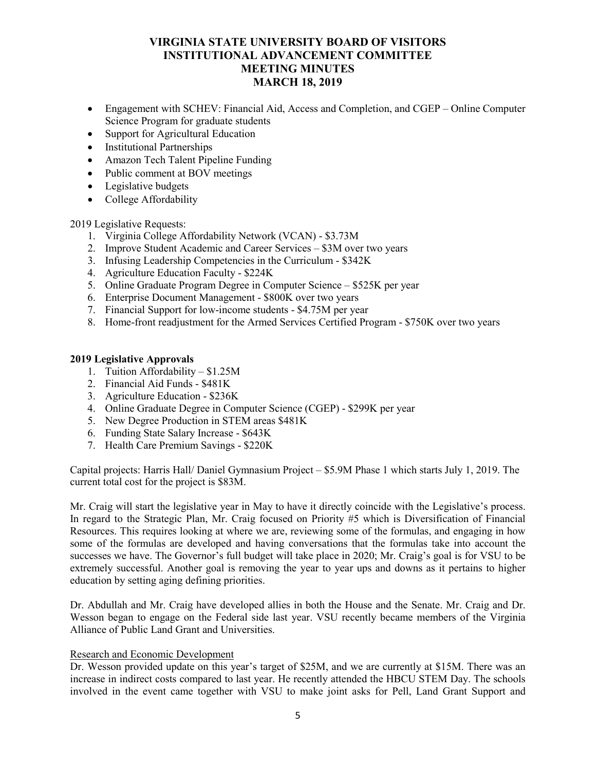# VIRGINIA STATE UNIVERSITY BOARD OF VISITORS
# INSTITUTIONAL ADVANCEMENT COMMITTEE
# MEETING MINUTES
# MARCH 18, 2019

- Engagement with SCHEV: Financial Aid, Access and Completion, and CGEP – Online Computer Science Program for graduate students
- Support for Agricultural Education
- Institutional Partnerships
- Amazon Tech Talent Pipeline Funding
- Public comment at BOV meetings
- Legislative budgets
- College Affordability

2019 Legislative Requests:

1. Virginia College Affordability Network (VCAN) - \$3.73M
2. Improve Student Academic and Career Services – \$3M over two years
3. Infusing Leadership Competencies in the Curriculum - \$342K
4. Agriculture Education Faculty - \$224K
5. Online Graduate Program Degree in Computer Science – \$525K per year
6. Enterprise Document Management - \$800K over two years
7. Financial Support for low-income students - \$4.75M per year
8. Home-front readjustment for the Armed Services Certified Program - \$750K over two years

**2019 Legislative Approvals**

1. Tuition Affordability – \$1.25M
2. Financial Aid Funds - \$481K
3. Agriculture Education - \$236K
4. Online Graduate Degree in Computer Science (CGEP) - \$299K per year
5. New Degree Production in STEM areas \$481K
6. Funding State Salary Increase - \$643K
7. Health Care Premium Savings - \$220K

Capital projects: Harris Hall/ Daniel Gymnasium Project – \$5.9M Phase 1 which starts July 1, 2019. The current total cost for the project is \$83M.

Mr. Craig will start the legislative year in May to have it directly coincide with the Legislative's process. In regard to the Strategic Plan, Mr. Craig focused on Priority #5 which is Diversification of Financial Resources. This requires looking at where we are, reviewing some of the formulas, and engaging in how some of the formulas are developed and having conversations that the formulas take into account the successes we have. The Governor's full budget will take place in 2020; Mr. Craig's goal is for VSU to be extremely successful. Another goal is removing the year to year ups and downs as it pertains to higher education by setting aging defining priorities.

Dr. Abdullah and Mr. Craig have developed allies in both the House and the Senate. Mr. Craig and Dr. Wesson began to engage on the Federal side last year. VSU recently became members of the Virginia Alliance of Public Land Grant and Universities.

<u>Research and Economic Development</u>

Dr. Wesson provided update on this year's target of \$25M, and we are currently at \$15M. There was an increase in indirect costs compared to last year. He recently attended the HBCU STEM Day. The schools involved in the event came together with VSU to make joint asks for Pell, Land Grant Support and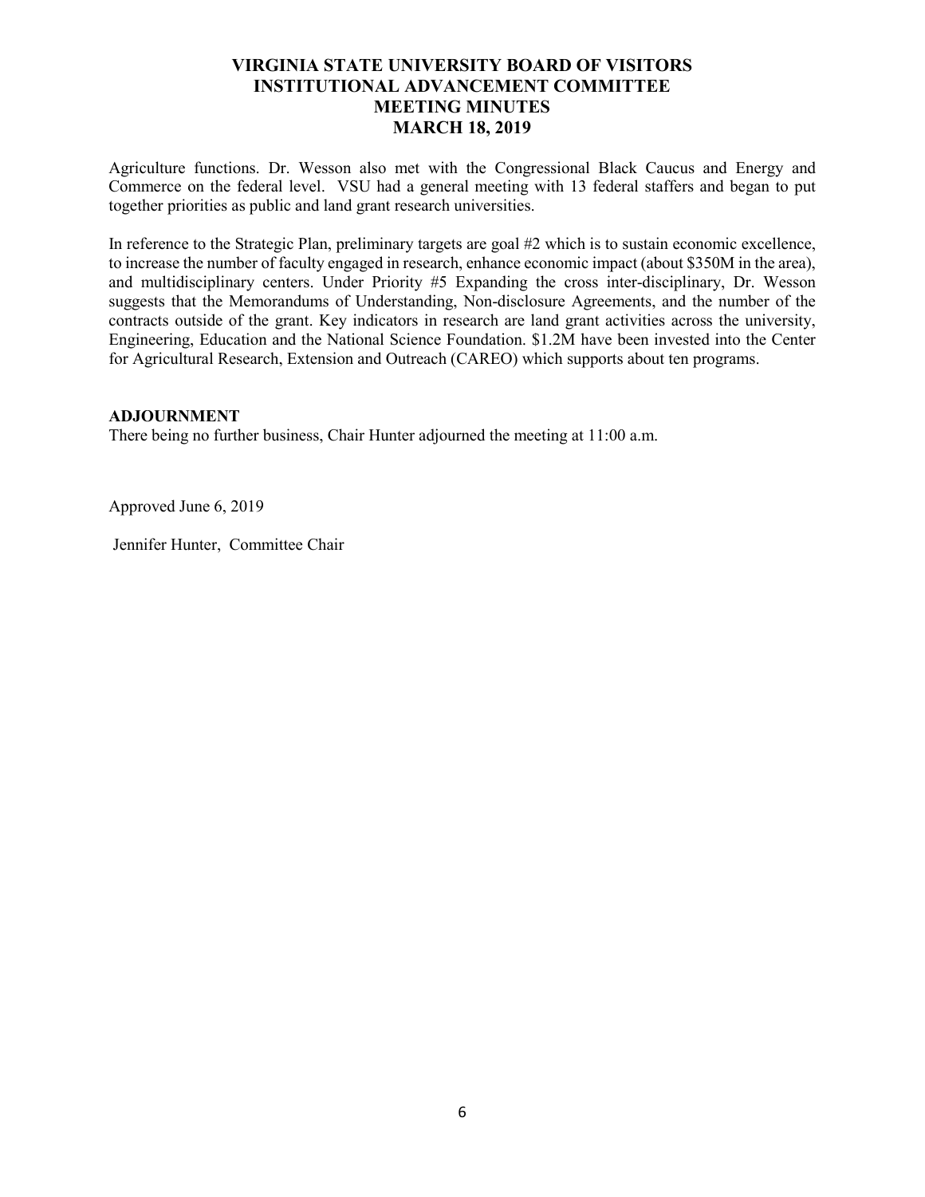Agriculture functions. Dr. Wesson also met with the Congressional Black Caucus and Energy and Commerce on the federal level. VSU had a general meeting with 13 federal staffers and began to put together priorities as public and land grant research universities.

In reference to the Strategic Plan, preliminary targets are goal #2 which is to sustain economic excellence, to increase the number of faculty engaged in research, enhance economic impact (about $350M in the area), and multidisciplinary centers. Under Priority #5 Expanding the cross inter-disciplinary, Dr. Wesson suggests that the Memorandums of Understanding, Non-disclosure Agreements, and the number of the contracts outside of the grant. Key indicators in research are land grant activities across the university, Engineering, Education and the National Science Foundation. $1.2M have been invested into the Center for Agricultural Research, Extension and Outreach (CAREO) which supports about ten programs.

**ADJOURNMENT**

There being no further business, Chair Hunter adjourned the meeting at 11:00 a.m.

Approved June 6, 2019

Jennifer Hunter, Committee Chair